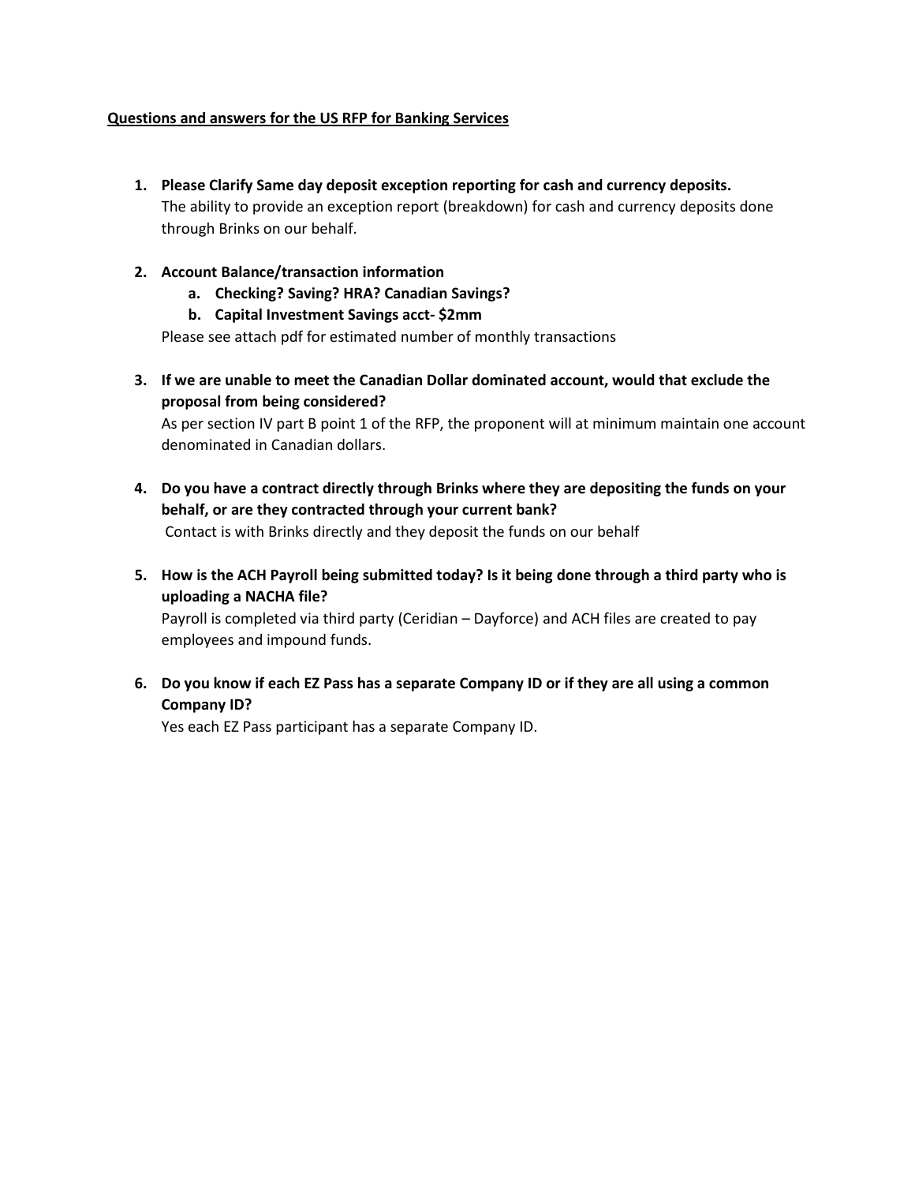**Questions and answers for the US RFP for Banking Services**

1. **Please Clarify Same day deposit exception reporting for cash and currency deposits.**
   The ability to provide an exception report (breakdown) for cash and currency deposits done through Brinks on our behalf.

2. **Account Balance/transaction information**
   a. **Checking? Saving? HRA? Canadian Savings?**
   b. **Capital Investment Savings acct- $2mm**

   Please see attach pdf for estimated number of monthly transactions

3. **If we are unable to meet the Canadian Dollar dominated account, would that exclude the proposal from being considered?**
   As per section IV part B point 1 of the RFP, the proponent will at minimum maintain one account denominated in Canadian dollars.

4. **Do you have a contract directly through Brinks where they are depositing the funds on your behalf, or are they contracted through your current bank?**
   Contact is with Brinks directly and they deposit the funds on our behalf

5. **How is the ACH Payroll being submitted today? Is it being done through a third party who is uploading a NACHA file?**
   Payroll is completed via third party (Ceridian – Dayforce) and ACH files are created to pay employees and impound funds.

6. **Do you know if each EZ Pass has a separate Company ID or if they are all using a common Company ID?**
   Yes each EZ Pass participant has a separate Company ID.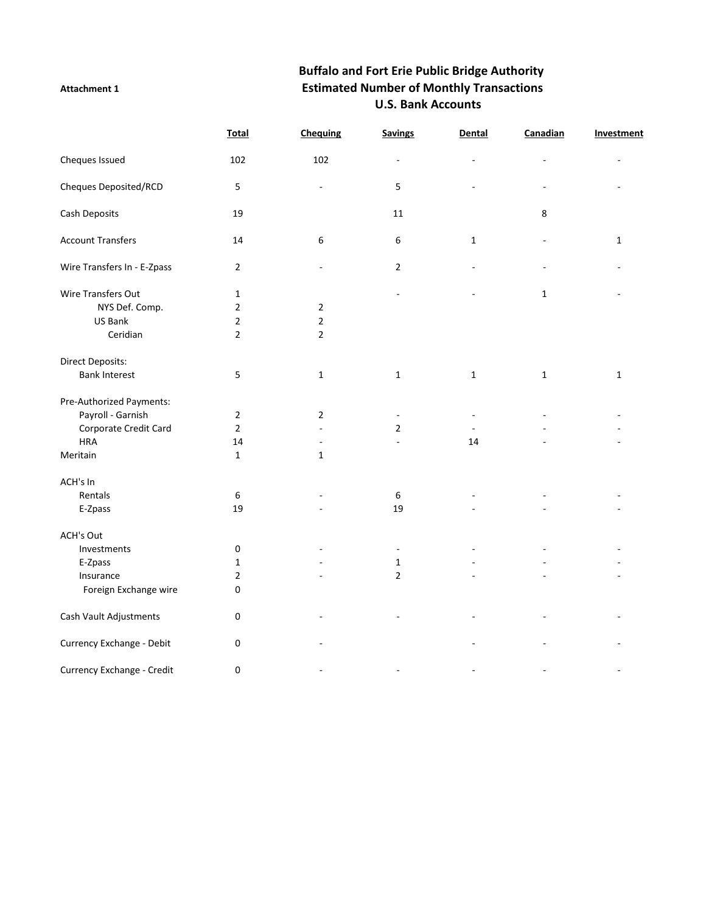**Attachment 1**

# Buffalo and Fort Erie Public Bridge Authority
## Estimated Number of Monthly Transactions
## U.S. Bank Accounts

| | Total | Chequing | Savings | Dental | Canadian | Investment |
|---|---|---|---|---|---|---|
| Cheques Issued | 102 | 102 | - | - | - | - |
| Cheques Deposited/RCD | 5 | - | 5 | - | - | - |
| Cash Deposits | 19 | | 11 | | 8 | |
| Account Transfers | 14 | 6 | 6 | 1 | - | 1 |
| Wire Transfers In - E-Zpass | 2 | - | 2 | - | - | - |
| Wire Transfers Out | 1 | | - | - | 1 | - |
| NYS Def. Comp. | 2 | 2 | | | | |
| US Bank | 2 | 2 | | | | |
| Ceridian | 2 | 2 | | | | |
| Direct Deposits: | | | | | | |
| Bank Interest | 5 | 1 | 1 | 1 | 1 | 1 |
| Pre-Authorized Payments: | | | | | | |
| Payroll - Garnish | 2 | 2 | - | - | - | - |
| Corporate Credit Card | 2 | - | 2 | - | - | - |
| HRA | 14 | - | - | 14 | - | - |
| Meritain | 1 | 1 | | | | |
| ACH's In | | | | | | |
| Rentals | 6 | - | 6 | - | - | - |
| E-Zpass | 19 | - | 19 | - | - | - |
| ACH's Out | | | | | | |
| Investments | 0 | - | - | - | - | - |
| E-Zpass | 1 | - | 1 | - | - | - |
| Insurance | 2 | - | 2 | - | - | - |
| Foreign Exchange wire | 0 | | | | | |
| Cash Vault Adjustments | 0 | - | - | - | - | - |
| Currency Exchange - Debit | 0 | - | | - | - | - |
| Currency Exchange - Credit | 0 | - | - | - | - | - |